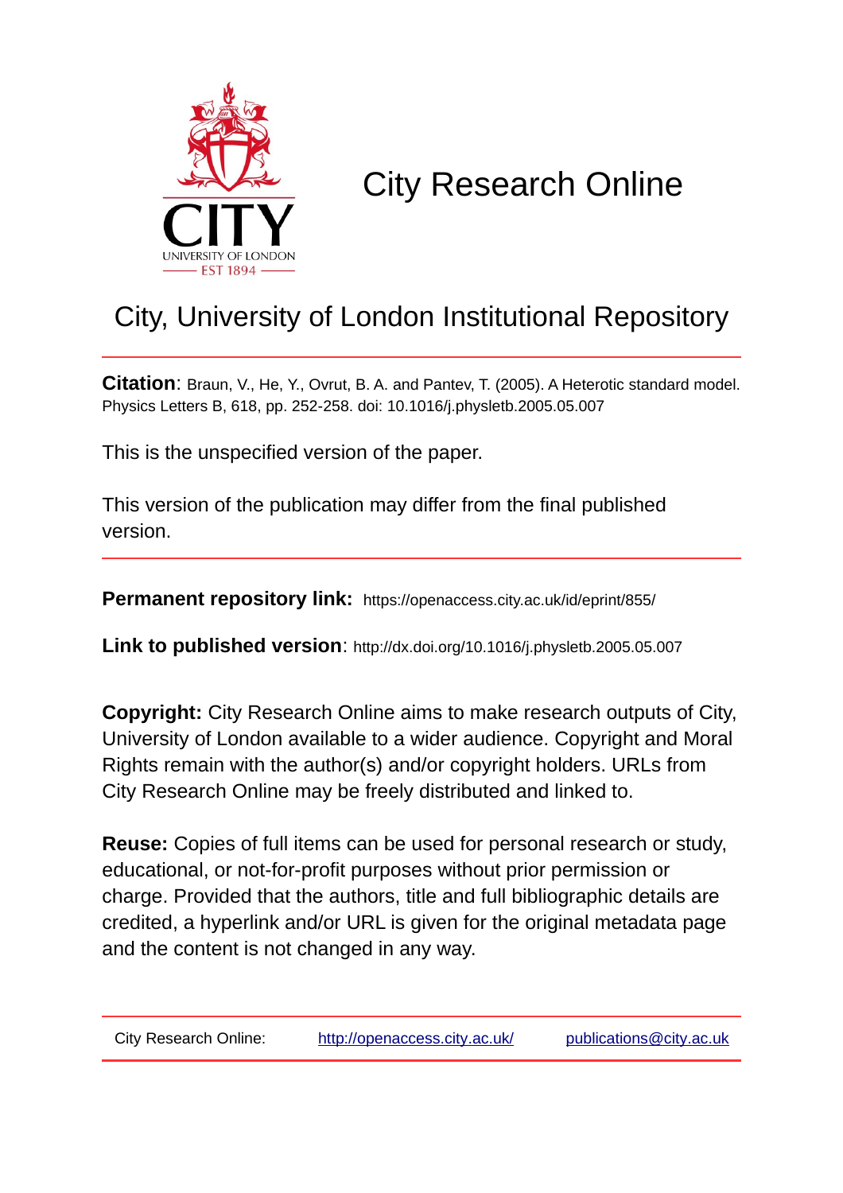# City Research Online

## City, University of London Institutional Repository

**Citation**: Braun, V., He, Y., Ovrut, B. A. and Pantev, T. (2005). A Heterotic standard model. Physics Letters B, 618, pp. 252-258. doi: 10.1016/j.physletb.2005.05.007

This is the unspecified version of the paper.

This version of the publication may differ from the final published version.

**Permanent repository link:** https://openaccess.city.ac.uk/id/eprint/855/

**Link to published version**: http://dx.doi.org/10.1016/j.physletb.2005.05.007

**Copyright:** City Research Online aims to make research outputs of City, University of London available to a wider audience. Copyright and Moral Rights remain with the author(s) and/or copyright holders. URLs from City Research Online may be freely distributed and linked to.

**Reuse:** Copies of full items can be used for personal research or study, educational, or not-for-profit purposes without prior permission or charge. Provided that the authors, title and full bibliographic details are credited, a hyperlink and/or URL is given for the original metadata page and the content is not changed in any way.

City Research Online: http://openaccess.city.ac.uk/ publications@city.ac.uk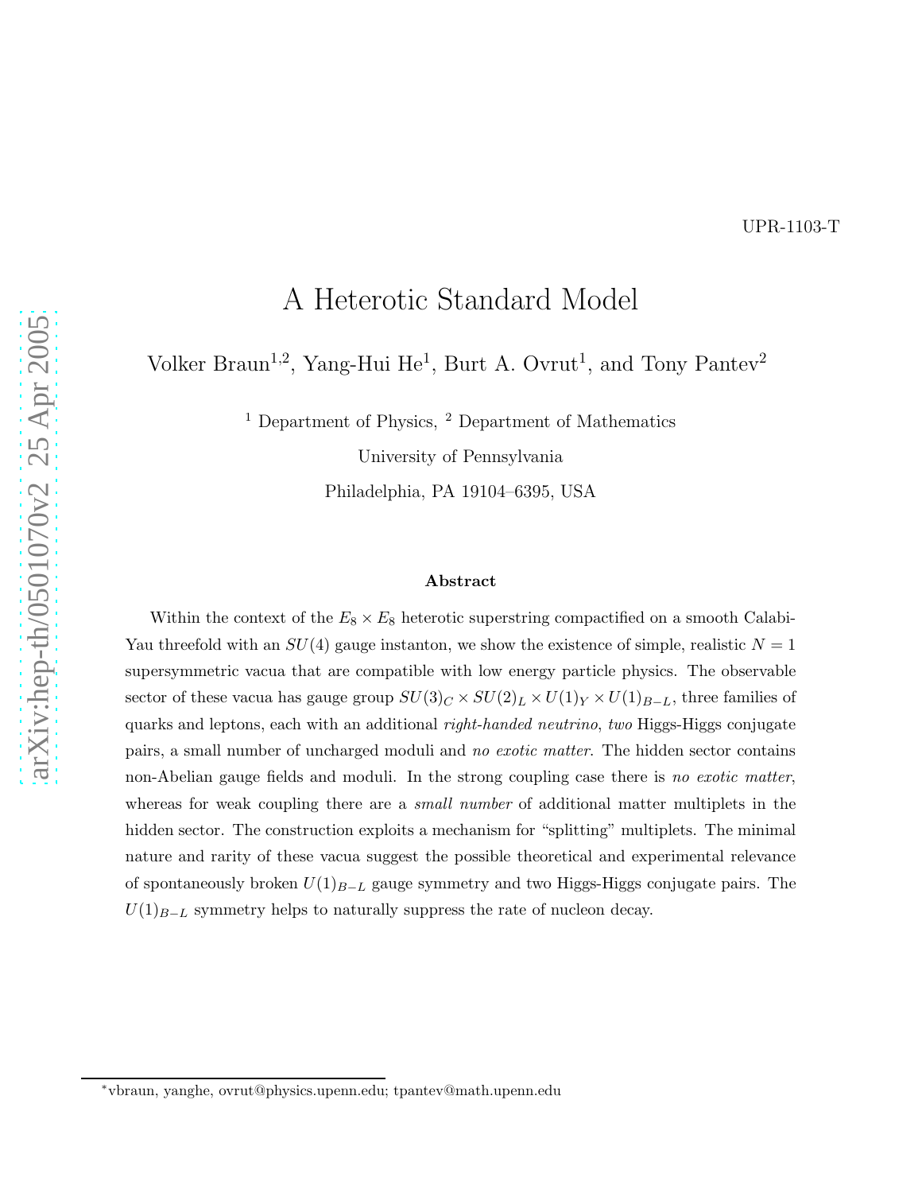UPR-1103-T

# A Heterotic Standard Model

Volker Braun[1,2], Yang-Hui He[1], Burt A. Ovrut[1], and Tony Pantev[2]

[1] Department of Physics, [2] Department of Mathematics

University of Pennsylvania

Philadelphia, PA 19104–6395, USA

### Abstract

Within the context of the $E_8 \times E_8$ heterotic superstring compactified on a smooth Calabi-Yau threefold with an $SU(4)$ gauge instanton, we show the existence of simple, realistic $N = 1$ supersymmetric vacua that are compatible with low energy particle physics. The observable sector of these vacua has gauge group $SU(3)_C \times SU(2)_L \times U(1)_Y \times U(1)_{B-L}$, three families of quarks and leptons, each with an additional *right-handed neutrino*, *two* Higgs-Higgs conjugate pairs, a small number of uncharged moduli and *no exotic matter*. The hidden sector contains non-Abelian gauge fields and moduli. In the strong coupling case there is *no exotic matter*, whereas for weak coupling there are a *small number* of additional matter multiplets in the hidden sector. The construction exploits a mechanism for "splitting" multiplets. The minimal nature and rarity of these vacua suggest the possible theoretical and experimental relevance of spontaneously broken $U(1)_{B-L}$ gauge symmetry and two Higgs-Higgs conjugate pairs. The $U(1)_{B-L}$ symmetry helps to naturally suppress the rate of nucleon decay.

---

*vbraun, yanghe, ovrut@physics.upenn.edu; tpantev@math.upenn.edu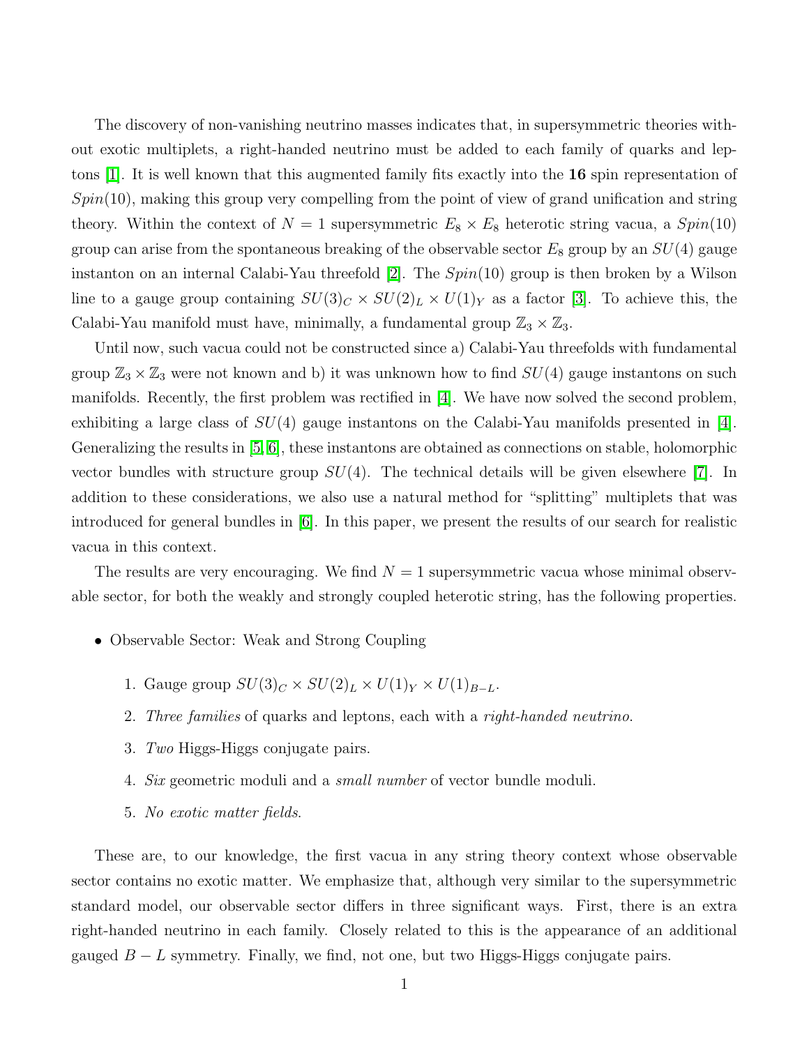The discovery of non-vanishing neutrino masses indicates that, in supersymmetric theories without exotic multiplets, a right-handed neutrino must be added to each family of quarks and leptons [1]. It is well known that this augmented family fits exactly into the **16** spin representation of $Spin(10)$, making this group very compelling from the point of view of grand unification and string theory. Within the context of $N = 1$ supersymmetric $E_8 \times E_8$ heterotic string vacua, a $Spin(10)$ group can arise from the spontaneous breaking of the observable sector $E_8$ group by an $SU(4)$ gauge instanton on an internal Calabi-Yau threefold [2]. The $Spin(10)$ group is then broken by a Wilson line to a gauge group containing $SU(3)_C \times SU(2)_L \times U(1)_Y$ as a factor [3]. To achieve this, the Calabi-Yau manifold must have, minimally, a fundamental group $\mathbb{Z}_3 \times \mathbb{Z}_3$.

Until now, such vacua could not be constructed since a) Calabi-Yau threefolds with fundamental group $\mathbb{Z}_3 \times \mathbb{Z}_3$ were not known and b) it was unknown how to find $SU(4)$ gauge instantons on such manifolds. Recently, the first problem was rectified in [4]. We have now solved the second problem, exhibiting a large class of $SU(4)$ gauge instantons on the Calabi-Yau manifolds presented in [4]. Generalizing the results in [5,6], these instantons are obtained as connections on stable, holomorphic vector bundles with structure group $SU(4)$. The technical details will be given elsewhere [7]. In addition to these considerations, we also use a natural method for "splitting" multiplets that was introduced for general bundles in [6]. In this paper, we present the results of our search for realistic vacua in this context.

The results are very encouraging. We find $N = 1$ supersymmetric vacua whose minimal observable sector, for both the weakly and strongly coupled heterotic string, has the following properties.

- Observable Sector: Weak and Strong Coupling
  1. Gauge group $SU(3)_C \times SU(2)_L \times U(1)_Y \times U(1)_{B-L}$.
  2. *Three families* of quarks and leptons, each with a *right-handed neutrino*.
  3. *Two* Higgs-Higgs conjugate pairs.
  4. *Six* geometric moduli and a *small number* of vector bundle moduli.
  5. *No exotic matter fields*.

These are, to our knowledge, the first vacua in any string theory context whose observable sector contains no exotic matter. We emphasize that, although very similar to the supersymmetric standard model, our observable sector differs in three significant ways. First, there is an extra right-handed neutrino in each family. Closely related to this is the appearance of an additional gauged $B - L$ symmetry. Finally, we find, not one, but two Higgs-Higgs conjugate pairs.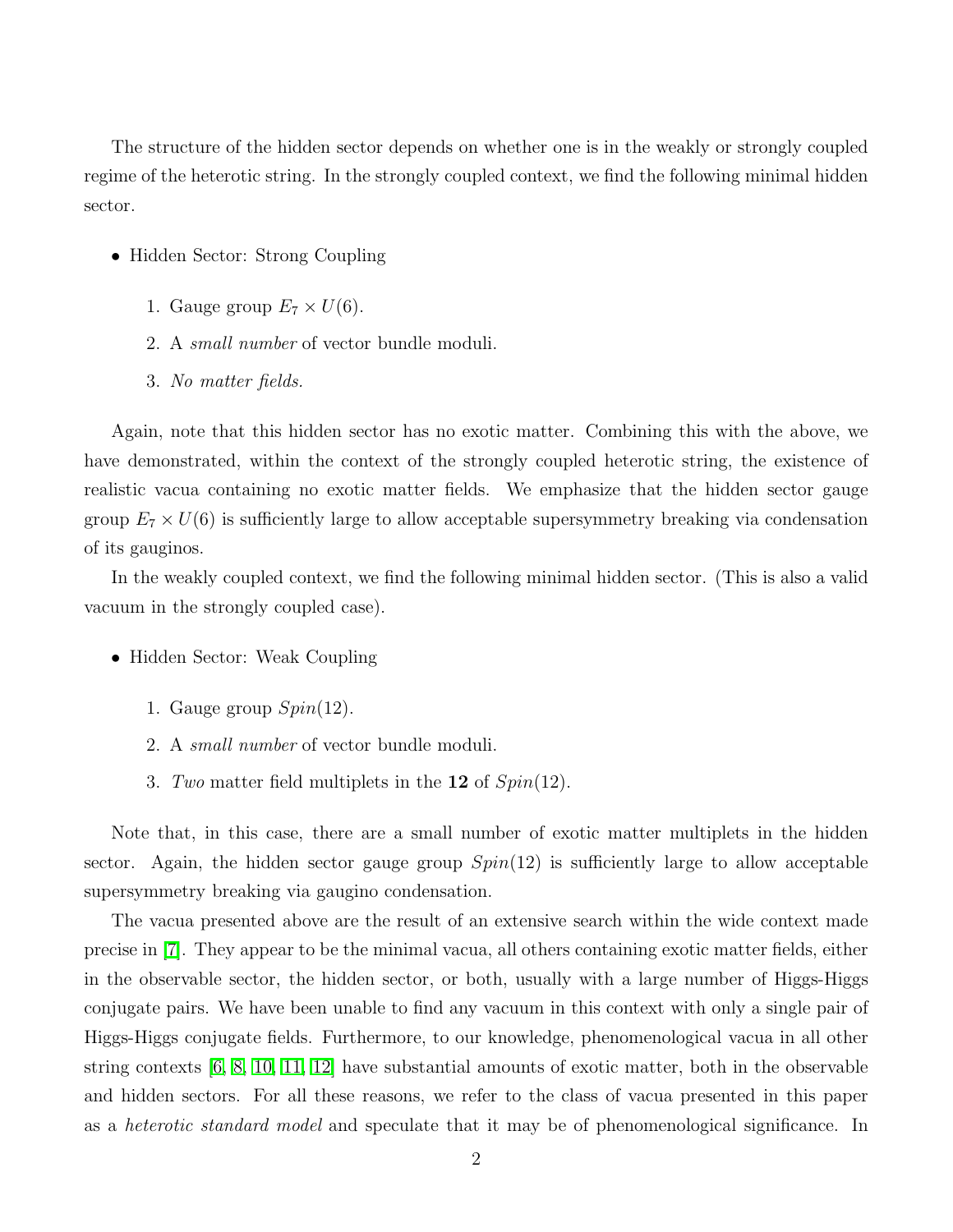The structure of the hidden sector depends on whether one is in the weakly or strongly coupled regime of the heterotic string. In the strongly coupled context, we find the following minimal hidden sector.

- Hidden Sector: Strong Coupling
  1. Gauge group $E_7 \times U(6)$.
  2. A *small number* of vector bundle moduli.
  3. *No matter fields.*

Again, note that this hidden sector has no exotic matter. Combining this with the above, we have demonstrated, within the context of the strongly coupled heterotic string, the existence of realistic vacua containing no exotic matter fields. We emphasize that the hidden sector gauge group $E_7 \times U(6)$ is sufficiently large to allow acceptable supersymmetry breaking via condensation of its gauginos.

In the weakly coupled context, we find the following minimal hidden sector. (This is also a valid vacuum in the strongly coupled case).

- Hidden Sector: Weak Coupling
  1. Gauge group $Spin(12)$.
  2. A *small number* of vector bundle moduli.
  3. *Two* matter field multiplets in the **12** of $Spin(12)$.

Note that, in this case, there are a small number of exotic matter multiplets in the hidden sector. Again, the hidden sector gauge group $Spin(12)$ is sufficiently large to allow acceptable supersymmetry breaking via gaugino condensation.

The vacua presented above are the result of an extensive search within the wide context made precise in [7]. They appear to be the minimal vacua, all others containing exotic matter fields, either in the observable sector, the hidden sector, or both, usually with a large number of Higgs-Higgs conjugate pairs. We have been unable to find any vacuum in this context with only a single pair of Higgs-Higgs conjugate fields. Furthermore, to our knowledge, phenomenological vacua in all other string contexts [6, 8, 10, 11, 12] have substantial amounts of exotic matter, both in the observable and hidden sectors. For all these reasons, we refer to the class of vacua presented in this paper as a *heterotic standard model* and speculate that it may be of phenomenological significance. In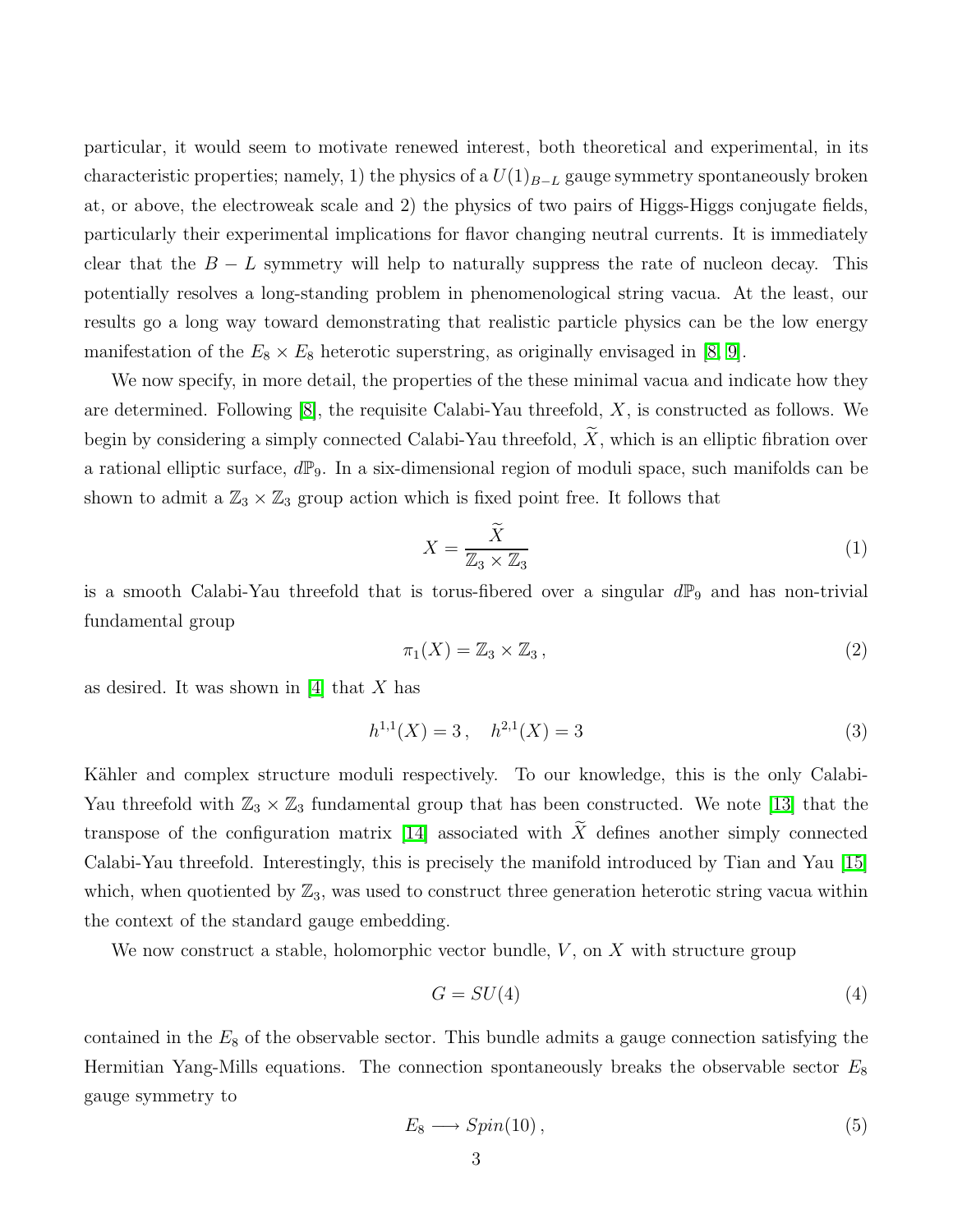particular, it would seem to motivate renewed interest, both theoretical and experimental, in its characteristic properties; namely, 1) the physics of a $U(1)_{B-L}$ gauge symmetry spontaneously broken at, or above, the electroweak scale and 2) the physics of two pairs of Higgs-Higgs conjugate fields, particularly their experimental implications for flavor changing neutral currents. It is immediately clear that the $B-L$ symmetry will help to naturally suppress the rate of nucleon decay. This potentially resolves a long-standing problem in phenomenological string vacua. At the least, our results go a long way toward demonstrating that realistic particle physics can be the low energy manifestation of the $E_8 \times E_8$ heterotic superstring, as originally envisaged in [8, 9].

We now specify, in more detail, the properties of the these minimal vacua and indicate how they are determined. Following [8], the requisite Calabi-Yau threefold, $X$, is constructed as follows. We begin by considering a simply connected Calabi-Yau threefold, $\widetilde{X}$, which is an elliptic fibration over a rational elliptic surface, $d\mathbb{P}_9$. In a six-dimensional region of moduli space, such manifolds can be shown to admit a $\mathbb{Z}_3 \times \mathbb{Z}_3$ group action which is fixed point free. It follows that

$$X = \frac{\widetilde{X}}{\mathbb{Z}_3 \times \mathbb{Z}_3} \tag{1}$$

is a smooth Calabi-Yau threefold that is torus-fibered over a singular $d\mathbb{P}_9$ and has non-trivial fundamental group

$$\pi_1(X) = \mathbb{Z}_3 \times \mathbb{Z}_3 \,, \tag{2}$$

as desired. It was shown in [4] that $X$ has

$$h^{1,1}(X) = 3 \,, \quad h^{2,1}(X) = 3 \tag{3}$$

Kähler and complex structure moduli respectively. To our knowledge, this is the only Calabi-Yau threefold with $\mathbb{Z}_3 \times \mathbb{Z}_3$ fundamental group that has been constructed. We note [13] that the transpose of the configuration matrix [14] associated with $\widetilde{X}$ defines another simply connected Calabi-Yau threefold. Interestingly, this is precisely the manifold introduced by Tian and Yau [15] which, when quotiented by $\mathbb{Z}_3$, was used to construct three generation heterotic string vacua within the context of the standard gauge embedding.

We now construct a stable, holomorphic vector bundle, $V$, on $X$ with structure group

$$G = SU(4) \tag{4}$$

contained in the $E_8$ of the observable sector. This bundle admits a gauge connection satisfying the Hermitian Yang-Mills equations. The connection spontaneously breaks the observable sector $E_8$ gauge symmetry to

$$E_8 \longrightarrow Spin(10) \,, \tag{5}$$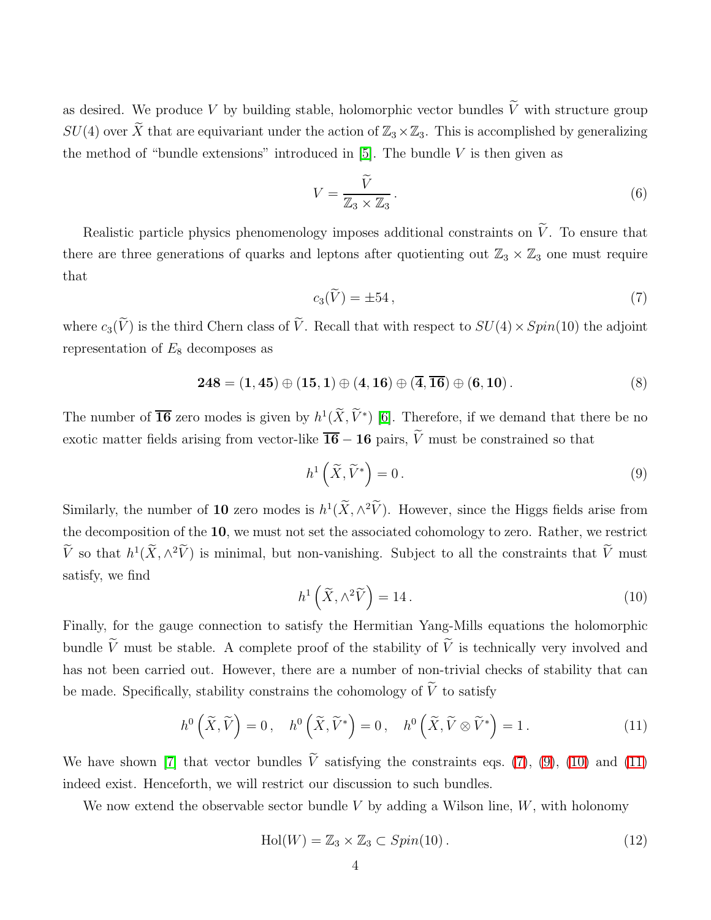as desired. We produce $V$ by building stable, holomorphic vector bundles $\widetilde{V}$ with structure group $SU(4)$ over $\widetilde{X}$ that are equivariant under the action of $\mathbb{Z}_3 \times \mathbb{Z}_3$. This is accomplished by generalizing the method of "bundle extensions" introduced in [5]. The bundle $V$ is then given as

$$V = \frac{\widetilde{V}}{\mathbb{Z}_3 \times \mathbb{Z}_3}\,. \tag{6}$$

Realistic particle physics phenomenology imposes additional constraints on $\widetilde{V}$. To ensure that there are three generations of quarks and leptons after quotienting out $\mathbb{Z}_3 \times \mathbb{Z}_3$ one must require that

$$c_3(\widetilde{V}) = \pm 54\,, \tag{7}$$

where $c_3(\widetilde{V})$ is the third Chern class of $\widetilde{V}$. Recall that with respect to $SU(4) \times Spin(10)$ the adjoint representation of $E_8$ decomposes as

$$\mathbf{248} = (\mathbf{1}, \mathbf{45}) \oplus (\mathbf{15}, \mathbf{1}) \oplus (\mathbf{4}, \mathbf{16}) \oplus (\overline{\mathbf{4}}, \overline{\mathbf{16}}) \oplus (\mathbf{6}, \mathbf{10})\,. \tag{8}$$

The number of $\overline{\mathbf{16}}$ zero modes is given by $h^1(\widetilde{X}, \widetilde{V}^*)$ [6]. Therefore, if we demand that there be no exotic matter fields arising from vector-like $\overline{\mathbf{16}} - \mathbf{16}$ pairs, $\widetilde{V}$ must be constrained so that

$$h^1\left(\widetilde{X}, \widetilde{V}^*\right) = 0\,. \tag{9}$$

Similarly, the number of $\mathbf{10}$ zero modes is $h^1(\widetilde{X}, \wedge^2 \widetilde{V})$. However, since the Higgs fields arise from the decomposition of the $\mathbf{10}$, we must not set the associated cohomology to zero. Rather, we restrict $\widetilde{V}$ so that $h^1(\widetilde{X}, \wedge^2 \widetilde{V})$ is minimal, but non-vanishing. Subject to all the constraints that $\widetilde{V}$ must satisfy, we find

$$h^1\left(\widetilde{X}, \wedge^2 \widetilde{V}\right) = 14\,. \tag{10}$$

Finally, for the gauge connection to satisfy the Hermitian Yang-Mills equations the holomorphic bundle $\widetilde{V}$ must be stable. A complete proof of the stability of $\widetilde{V}$ is technically very involved and has not been carried out. However, there are a number of non-trivial checks of stability that can be made. Specifically, stability constrains the cohomology of $\widetilde{V}$ to satisfy

$$h^0\left(\widetilde{X}, \widetilde{V}\right) = 0\,, \quad h^0\left(\widetilde{X}, \widetilde{V}^*\right) = 0\,, \quad h^0\left(\widetilde{X}, \widetilde{V} \otimes \widetilde{V}^*\right) = 1\,. \tag{11}$$

We have shown [7] that vector bundles $\widetilde{V}$ satisfying the constraints eqs. (7), (9), (10) and (11) indeed exist. Henceforth, we will restrict our discussion to such bundles.

We now extend the observable sector bundle $V$ by adding a Wilson line, $W$, with holonomy

$$\mathrm{Hol}(W) = \mathbb{Z}_3 \times \mathbb{Z}_3 \subset Spin(10)\,. \tag{12}$$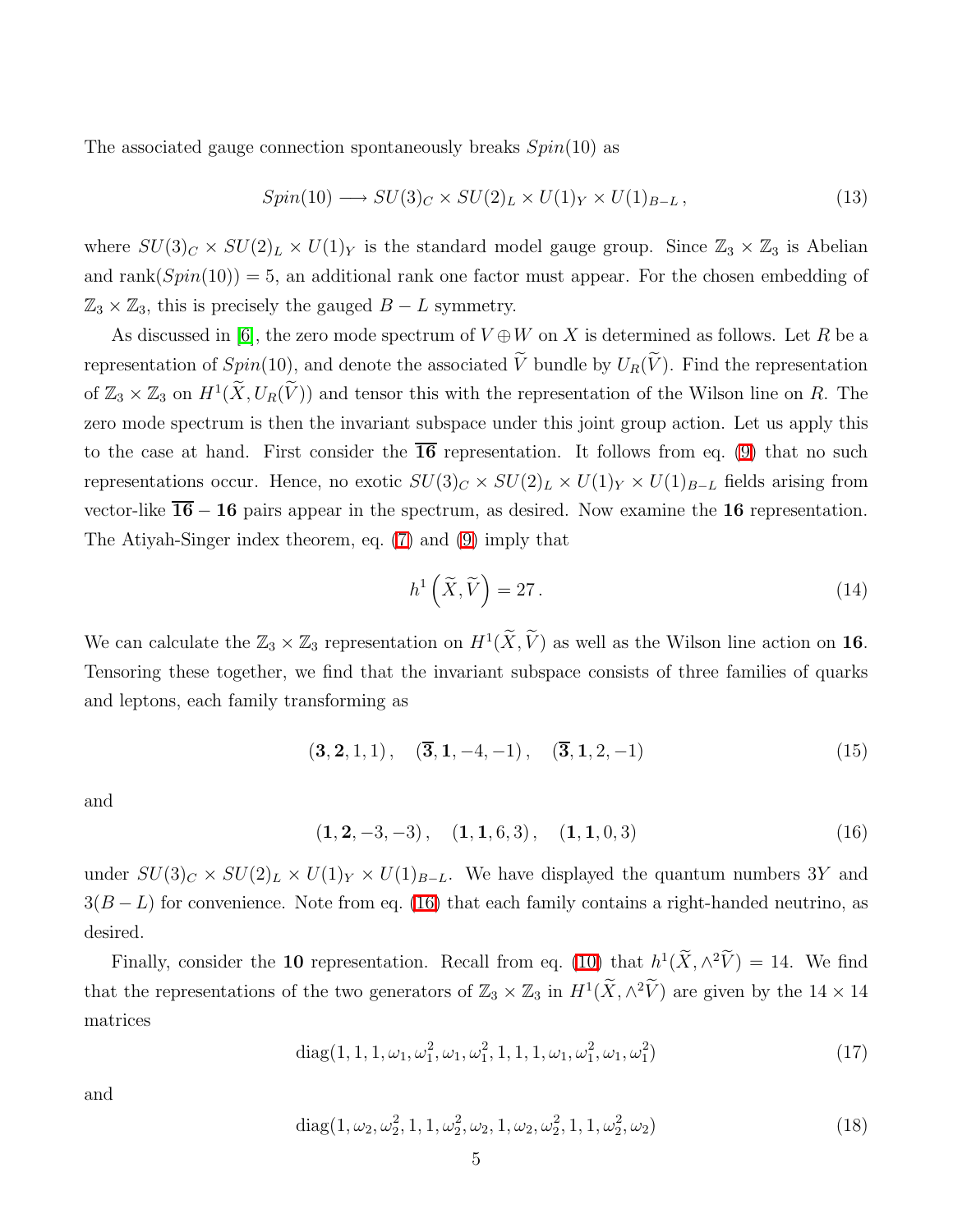The associated gauge connection spontaneously breaks $Spin(10)$ as

$$Spin(10) \longrightarrow SU(3)_C \times SU(2)_L \times U(1)_Y \times U(1)_{B-L}\,, \tag{13}$$

where $SU(3)_C \times SU(2)_L \times U(1)_Y$ is the standard model gauge group. Since $\mathbb{Z}_3 \times \mathbb{Z}_3$ is Abelian and $\text{rank}(Spin(10)) = 5$, an additional rank one factor must appear. For the chosen embedding of $\mathbb{Z}_3 \times \mathbb{Z}_3$, this is precisely the gauged $B - L$ symmetry.

As discussed in [6], the zero mode spectrum of $V \oplus W$ on $X$ is determined as follows. Let $R$ be a representation of $Spin(10)$, and denote the associated $\widetilde{V}$ bundle by $U_R(\widetilde{V})$. Find the representation of $\mathbb{Z}_3 \times \mathbb{Z}_3$ on $H^1(\widetilde{X}, U_R(\widetilde{V}))$ and tensor this with the representation of the Wilson line on $R$. The zero mode spectrum is then the invariant subspace under this joint group action. Let us apply this to the case at hand. First consider the $\overline{\mathbf{16}}$ representation. It follows from eq. (9) that no such representations occur. Hence, no exotic $SU(3)_C \times SU(2)_L \times U(1)_Y \times U(1)_{B-L}$ fields arising from vector-like $\overline{\mathbf{16}} - \mathbf{16}$ pairs appear in the spectrum, as desired. Now examine the $\mathbf{16}$ representation. The Atiyah-Singer index theorem, eq. (7) and (9) imply that

$$h^1\left(\widetilde{X}, \widetilde{V}\right) = 27\,. \tag{14}$$

We can calculate the $\mathbb{Z}_3 \times \mathbb{Z}_3$ representation on $H^1(\widetilde{X}, \widetilde{V})$ as well as the Wilson line action on $\mathbf{16}$. Tensoring these together, we find that the invariant subspace consists of three families of quarks and leptons, each family transforming as

$$(\mathbf{3}, \mathbf{2}, 1, 1)\,, \quad (\overline{\mathbf{3}}, \mathbf{1}, -4, -1)\,, \quad (\overline{\mathbf{3}}, \mathbf{1}, 2, -1) \tag{15}$$

and

$$(\mathbf{1}, \mathbf{2}, -3, -3)\,, \quad (\mathbf{1}, \mathbf{1}, 6, 3)\,, \quad (\mathbf{1}, \mathbf{1}, 0, 3) \tag{16}$$

under $SU(3)_C \times SU(2)_L \times U(1)_Y \times U(1)_{B-L}$. We have displayed the quantum numbers $3Y$ and $3(B - L)$ for convenience. Note from eq. (16) that each family contains a right-handed neutrino, as desired.

Finally, consider the $\mathbf{10}$ representation. Recall from eq. (10) that $h^1(\widetilde{X}, \wedge^2\widetilde{V}) = 14$. We find that the representations of the two generators of $\mathbb{Z}_3 \times \mathbb{Z}_3$ in $H^1(\widetilde{X}, \wedge^2\widetilde{V})$ are given by the $14 \times 14$ matrices

$$\text{diag}(1, 1, 1, \omega_1, \omega_1^2, \omega_1, \omega_1^2, 1, 1, 1, \omega_1, \omega_1^2, \omega_1, \omega_1^2) \tag{17}$$

and

$$\text{diag}(1, \omega_2, \omega_2^2, 1, 1, \omega_2^2, \omega_2, 1, \omega_2, \omega_2^2, 1, 1, \omega_2^2, \omega_2) \tag{18}$$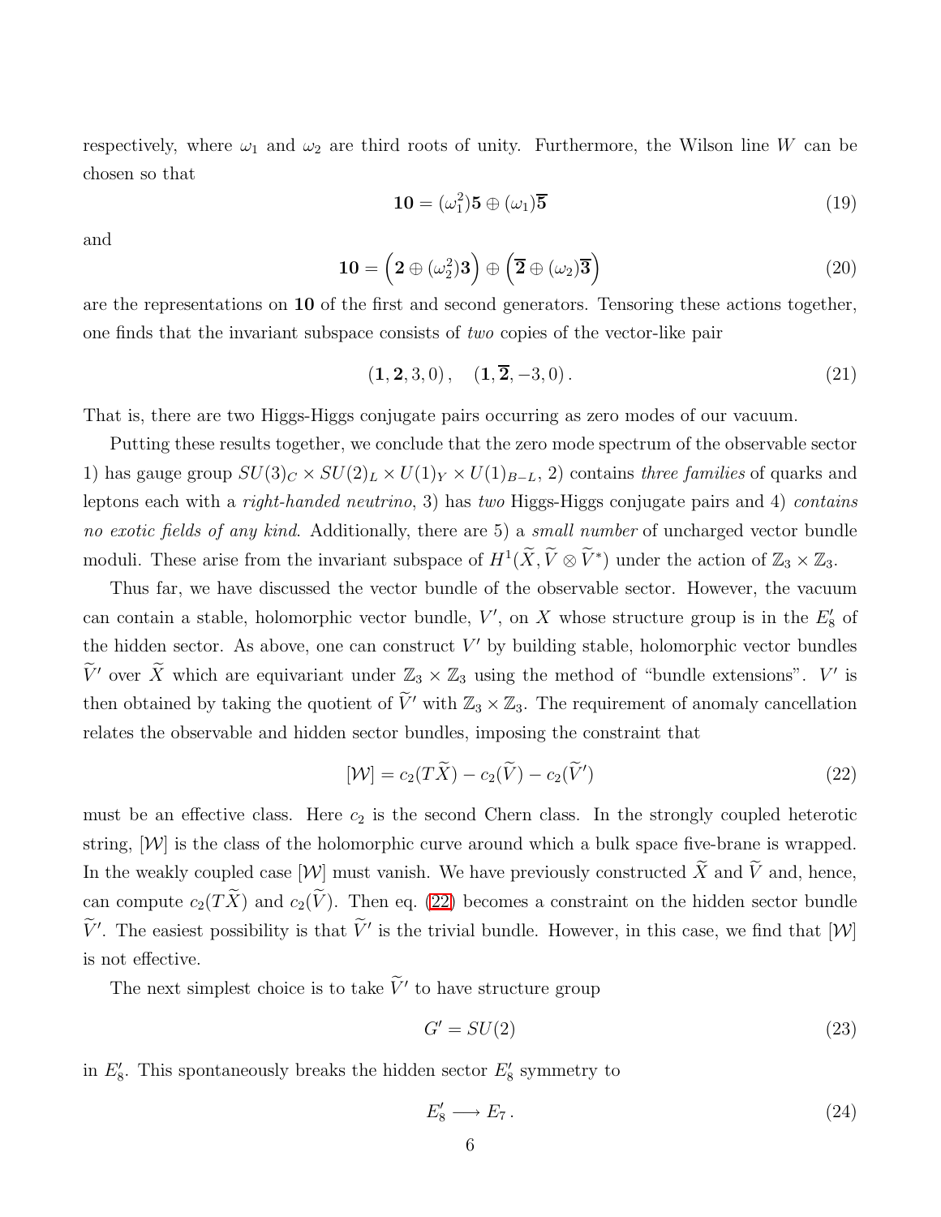respectively, where $\omega_1$ and $\omega_2$ are third roots of unity. Furthermore, the Wilson line $W$ can be chosen so that

$$\mathbf{10} = (\omega_1^2)\mathbf{5} \oplus (\omega_1)\overline{\mathbf{5}} \tag{19}$$

and

$$\mathbf{10} = \Big(\mathbf{2} \oplus (\omega_2^2)\mathbf{3}\Big) \oplus \Big(\overline{\mathbf{2}} \oplus (\omega_2)\overline{\mathbf{3}}\Big) \tag{20}$$

are the representations on $\mathbf{10}$ of the first and second generators. Tensoring these actions together, one finds that the invariant subspace consists of *two* copies of the vector-like pair

$$(\mathbf{1}, \mathbf{2}, 3, 0)\,, \quad (\mathbf{1}, \overline{\mathbf{2}}, -3, 0)\,. \tag{21}$$

That is, there are two Higgs-Higgs conjugate pairs occurring as zero modes of our vacuum.

Putting these results together, we conclude that the zero mode spectrum of the observable sector 1) has gauge group $SU(3)_C \times SU(2)_L \times U(1)_Y \times U(1)_{B-L}$, 2) contains *three families* of quarks and leptons each with a *right-handed neutrino*, 3) has *two* Higgs-Higgs conjugate pairs and 4) *contains no exotic fields of any kind*. Additionally, there are 5) a *small number* of uncharged vector bundle moduli. These arise from the invariant subspace of $H^1(\widetilde{X}, \widetilde{V} \otimes \widetilde{V}^*)$ under the action of $\mathbb{Z}_3 \times \mathbb{Z}_3$.

Thus far, we have discussed the vector bundle of the observable sector. However, the vacuum can contain a stable, holomorphic vector bundle, $V'$, on $X$ whose structure group is in the $E_8'$ of the hidden sector. As above, one can construct $V'$ by building stable, holomorphic vector bundles $\widetilde{V}'$ over $\widetilde{X}$ which are equivariant under $\mathbb{Z}_3 \times \mathbb{Z}_3$ using the method of "bundle extensions". $V'$ is then obtained by taking the quotient of $\widetilde{V}'$ with $\mathbb{Z}_3 \times \mathbb{Z}_3$. The requirement of anomaly cancellation relates the observable and hidden sector bundles, imposing the constraint that

$$[\mathcal{W}] = c_2(T\widetilde{X}) - c_2(\widetilde{V}) - c_2(\widetilde{V}') \tag{22}$$

must be an effective class. Here $c_2$ is the second Chern class. In the strongly coupled heterotic string, $[\mathcal{W}]$ is the class of the holomorphic curve around which a bulk space five-brane is wrapped. In the weakly coupled case $[\mathcal{W}]$ must vanish. We have previously constructed $\widetilde{X}$ and $\widetilde{V}$ and, hence, can compute $c_2(T\widetilde{X})$ and $c_2(\widetilde{V})$. Then eq. (22) becomes a constraint on the hidden sector bundle $\widetilde{V}'$. The easiest possibility is that $\widetilde{V}'$ is the trivial bundle. However, in this case, we find that $[\mathcal{W}]$ is not effective.

The next simplest choice is to take $\widetilde{V}'$ to have structure group

$$G' = SU(2) \tag{23}$$

in $E_8'$. This spontaneously breaks the hidden sector $E_8'$ symmetry to

$$E_8' \longrightarrow E_7\,. \tag{24}$$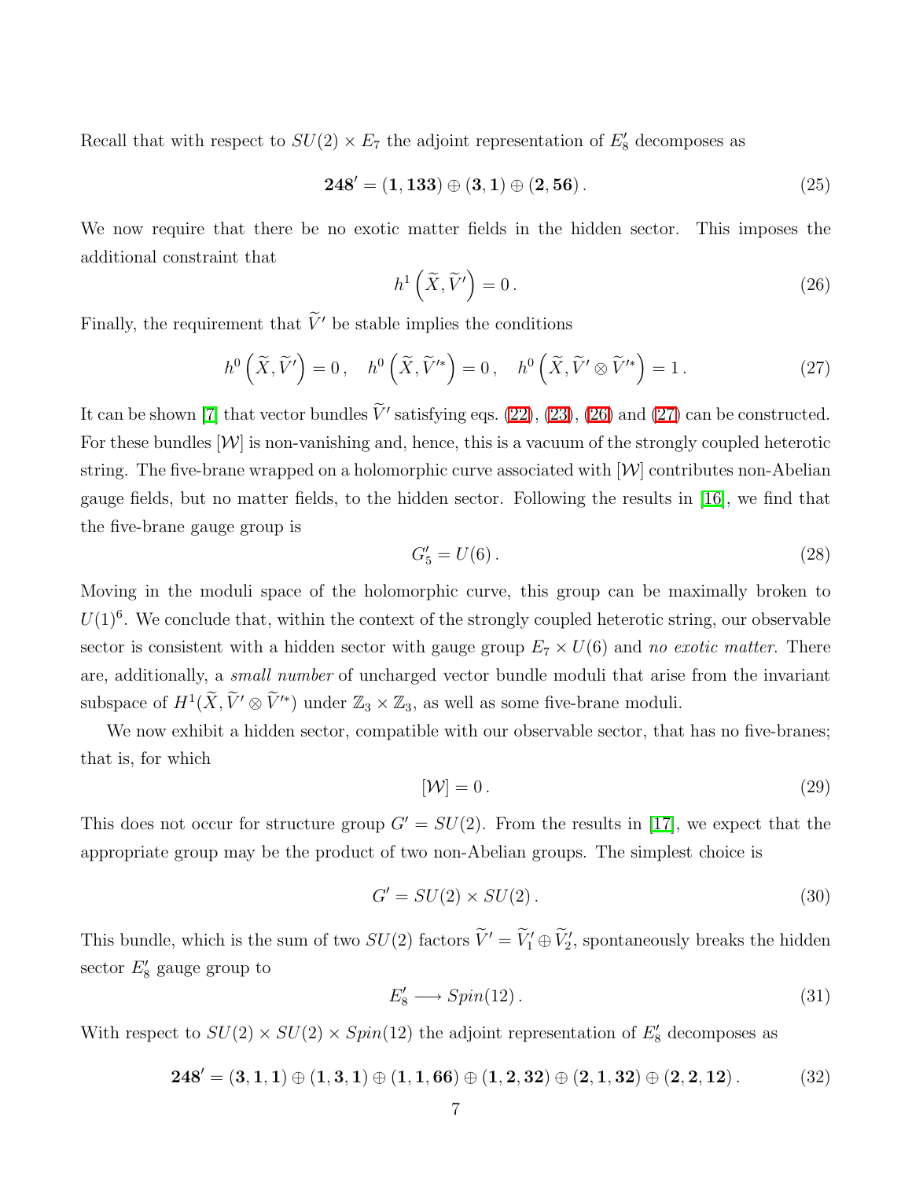Recall that with respect to $SU(2) \times E_7$ the adjoint representation of $E_8'$ decomposes as

$$\mathbf{248}' = (\mathbf{1}, \mathbf{133}) \oplus (\mathbf{3}, \mathbf{1}) \oplus (\mathbf{2}, \mathbf{56}) \,. \tag{25}$$

We now require that there be no exotic matter fields in the hidden sector. This imposes the additional constraint that

$$h^1\left(\widetilde{X}, \widetilde{V}'\right) = 0 \,. \tag{26}$$

Finally, the requirement that $\widetilde{V}'$ be stable implies the conditions

$$h^0\left(\widetilde{X}, \widetilde{V}'\right) = 0 \,, \quad h^0\left(\widetilde{X}, \widetilde{V}'^*\right) = 0 \,, \quad h^0\left(\widetilde{X}, \widetilde{V}' \otimes \widetilde{V}'^*\right) = 1 \,. \tag{27}$$

It can be shown [7] that vector bundles $\widetilde{V}'$ satisfying eqs. (22), (23), (26) and (27) can be constructed. For these bundles $[\mathcal{W}]$ is non-vanishing and, hence, this is a vacuum of the strongly coupled heterotic string. The five-brane wrapped on a holomorphic curve associated with $[\mathcal{W}]$ contributes non-Abelian gauge fields, but no matter fields, to the hidden sector. Following the results in [16], we find that the five-brane gauge group is

$$G_5' = U(6) \,. \tag{28}$$

Moving in the moduli space of the holomorphic curve, this group can be maximally broken to $U(1)^6$. We conclude that, within the context of the strongly coupled heterotic string, our observable sector is consistent with a hidden sector with gauge group $E_7 \times U(6)$ and *no exotic matter*. There are, additionally, a *small number* of uncharged vector bundle moduli that arise from the invariant subspace of $H^1(\widetilde{X}, \widetilde{V}' \otimes \widetilde{V}'^*)$ under $\mathbb{Z}_3 \times \mathbb{Z}_3$, as well as some five-brane moduli.

We now exhibit a hidden sector, compatible with our observable sector, that has no five-branes; that is, for which

$$[\mathcal{W}] = 0 \,. \tag{29}$$

This does not occur for structure group $G' = SU(2)$. From the results in [17], we expect that the appropriate group may be the product of two non-Abelian groups. The simplest choice is

$$G' = SU(2) \times SU(2) \,. \tag{30}$$

This bundle, which is the sum of two $SU(2)$ factors $\widetilde{V}' = \widetilde{V}_1' \oplus \widetilde{V}_2'$, spontaneously breaks the hidden sector $E_8'$ gauge group to

$$E_8' \longrightarrow Spin(12) \,. \tag{31}$$

With respect to $SU(2) \times SU(2) \times Spin(12)$ the adjoint representation of $E_8'$ decomposes as

$$\mathbf{248}' = (\mathbf{3}, \mathbf{1}, \mathbf{1}) \oplus (\mathbf{1}, \mathbf{3}, \mathbf{1}) \oplus (\mathbf{1}, \mathbf{1}, \mathbf{66}) \oplus (\mathbf{1}, \mathbf{2}, \mathbf{32}) \oplus (\mathbf{2}, \mathbf{1}, \mathbf{32}) \oplus (\mathbf{2}, \mathbf{2}, \mathbf{12}) \,. \tag{32}$$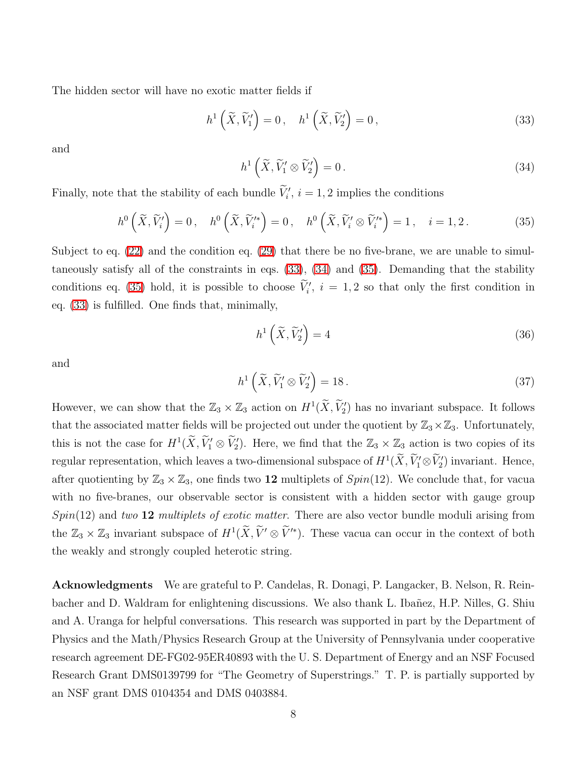The hidden sector will have no exotic matter fields if

$$h^1\left(\widetilde{X}, \widetilde{V}_1'\right) = 0\,, \quad h^1\left(\widetilde{X}, \widetilde{V}_2'\right) = 0\,, \tag{33}$$

and

$$h^1\left(\widetilde{X}, \widetilde{V}_1' \otimes \widetilde{V}_2'\right) = 0\,. \tag{34}$$

Finally, note that the stability of each bundle $\widetilde{V}_i'$, $i = 1, 2$ implies the conditions

$$h^0\left(\widetilde{X}, \widetilde{V}_i'\right) = 0\,, \quad h^0\left(\widetilde{X}, \widetilde{V}_i'^*\right) = 0\,, \quad h^0\left(\widetilde{X}, \widetilde{V}_i' \otimes \widetilde{V}_i'^*\right) = 1\,, \quad i = 1, 2\,. \tag{35}$$

Subject to eq. (22) and the condition eq. (29) that there be no five-brane, we are unable to simultaneously satisfy all of the constraints in eqs. (33), (34) and (35). Demanding that the stability conditions eq. (35) hold, it is possible to choose $\widetilde{V}_i'$, $i = 1, 2$ so that only the first condition in eq. (33) is fulfilled. One finds that, minimally,

$$h^1\left(\widetilde{X}, \widetilde{V}_2'\right) = 4 \tag{36}$$

and

$$h^1\left(\widetilde{X}, \widetilde{V}_1' \otimes \widetilde{V}_2'\right) = 18\,. \tag{37}$$

However, we can show that the $\mathbb{Z}_3 \times \mathbb{Z}_3$ action on $H^1(\widetilde{X}, \widetilde{V}_2')$ has no invariant subspace. It follows that the associated matter fields will be projected out under the quotient by $\mathbb{Z}_3 \times \mathbb{Z}_3$. Unfortunately, this is not the case for $H^1(\widetilde{X}, \widetilde{V}_1' \otimes \widetilde{V}_2')$. Here, we find that the $\mathbb{Z}_3 \times \mathbb{Z}_3$ action is two copies of its regular representation, which leaves a two-dimensional subspace of $H^1(\widetilde{X}, \widetilde{V}_1' \otimes \widetilde{V}_2')$ invariant. Hence, after quotienting by $\mathbb{Z}_3 \times \mathbb{Z}_3$, one finds two **12** multiplets of $Spin(12)$. We conclude that, for vacua with no five-branes, our observable sector is consistent with a hidden sector with gauge group $Spin(12)$ and *two* **12** *multiplets of exotic matter*. There are also vector bundle moduli arising from the $\mathbb{Z}_3 \times \mathbb{Z}_3$ invariant subspace of $H^1(\widetilde{X}, \widetilde{V}' \otimes \widetilde{V}'^*)$. These vacua can occur in the context of both the weakly and strongly coupled heterotic string.

**Acknowledgments** We are grateful to P. Candelas, R. Donagi, P. Langacker, B. Nelson, R. Reinbacher and D. Waldram for enlightening discussions. We also thank L. Ibañez, H.P. Nilles, G. Shiu and A. Uranga for helpful conversations. This research was supported in part by the Department of Physics and the Math/Physics Research Group at the University of Pennsylvania under cooperative research agreement DE-FG02-95ER40893 with the U. S. Department of Energy and an NSF Focused Research Grant DMS0139799 for "The Geometry of Superstrings." T. P. is partially supported by an NSF grant DMS 0104354 and DMS 0403884.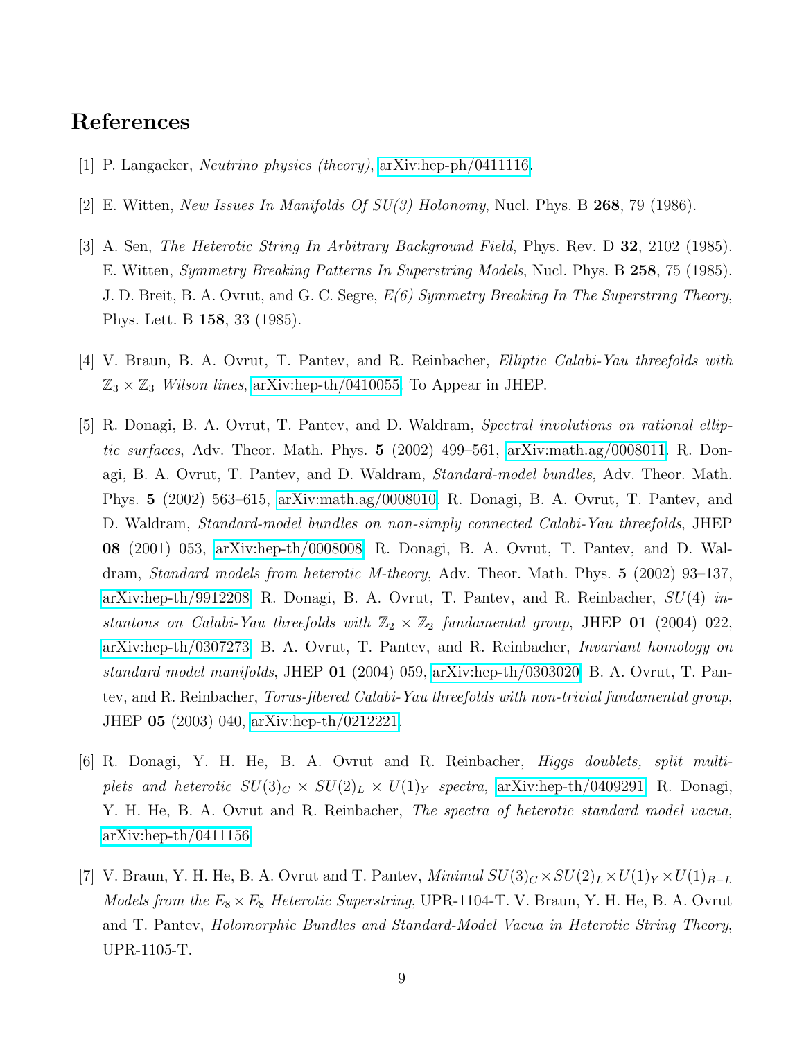# References

[1] P. Langacker, *Neutrino physics (theory)*, arXiv:hep-ph/0411116.

[2] E. Witten, *New Issues In Manifolds Of SU(3) Holonomy*, Nucl. Phys. B **268**, 79 (1986).

[3] A. Sen, *The Heterotic String In Arbitrary Background Field*, Phys. Rev. D **32**, 2102 (1985). E. Witten, *Symmetry Breaking Patterns In Superstring Models*, Nucl. Phys. B **258**, 75 (1985). J. D. Breit, B. A. Ovrut, and G. C. Segre, *E(6) Symmetry Breaking In The Superstring Theory*, Phys. Lett. B **158**, 33 (1985).

[4] V. Braun, B. A. Ovrut, T. Pantev, and R. Reinbacher, *Elliptic Calabi-Yau threefolds with $\mathbb{Z}_3 \times \mathbb{Z}_3$ Wilson lines*, arXiv:hep-th/0410055. To Appear in JHEP.

[5] R. Donagi, B. A. Ovrut, T. Pantev, and D. Waldram, *Spectral involutions on rational elliptic surfaces*, Adv. Theor. Math. Phys. **5** (2002) 499–561, arXiv:math.ag/0008011. R. Donagi, B. A. Ovrut, T. Pantev, and D. Waldram, *Standard-model bundles*, Adv. Theor. Math. Phys. **5** (2002) 563–615, arXiv:math.ag/0008010. R. Donagi, B. A. Ovrut, T. Pantev, and D. Waldram, *Standard-model bundles on non-simply connected Calabi-Yau threefolds*, JHEP **08** (2001) 053, arXiv:hep-th/0008008. R. Donagi, B. A. Ovrut, T. Pantev, and D. Waldram, *Standard models from heterotic M-theory*, Adv. Theor. Math. Phys. **5** (2002) 93–137, arXiv:hep-th/9912208. R. Donagi, B. A. Ovrut, T. Pantev, and R. Reinbacher, *$SU(4)$ instantons on Calabi-Yau threefolds with $\mathbb{Z}_2 \times \mathbb{Z}_2$ fundamental group*, JHEP **01** (2004) 022, arXiv:hep-th/0307273. B. A. Ovrut, T. Pantev, and R. Reinbacher, *Invariant homology on standard model manifolds*, JHEP **01** (2004) 059, arXiv:hep-th/0303020. B. A. Ovrut, T. Pantev, and R. Reinbacher, *Torus-fibered Calabi-Yau threefolds with non-trivial fundamental group*, JHEP **05** (2003) 040, arXiv:hep-th/0212221.

[6] R. Donagi, Y. H. He, B. A. Ovrut and R. Reinbacher, *Higgs doublets, split multiplets and heterotic $SU(3)_C \times SU(2)_L \times U(1)_Y$ spectra*, arXiv:hep-th/0409291. R. Donagi, Y. H. He, B. A. Ovrut and R. Reinbacher, *The spectra of heterotic standard model vacua*, arXiv:hep-th/0411156.

[7] V. Braun, Y. H. He, B. A. Ovrut and T. Pantev, *Minimal $SU(3)_C \times SU(2)_L \times U(1)_Y \times U(1)_{B-L}$ Models from the $E_8 \times E_8$ Heterotic Superstring*, UPR-1104-T. V. Braun, Y. H. He, B. A. Ovrut and T. Pantev, *Holomorphic Bundles and Standard-Model Vacua in Heterotic String Theory*, UPR-1105-T.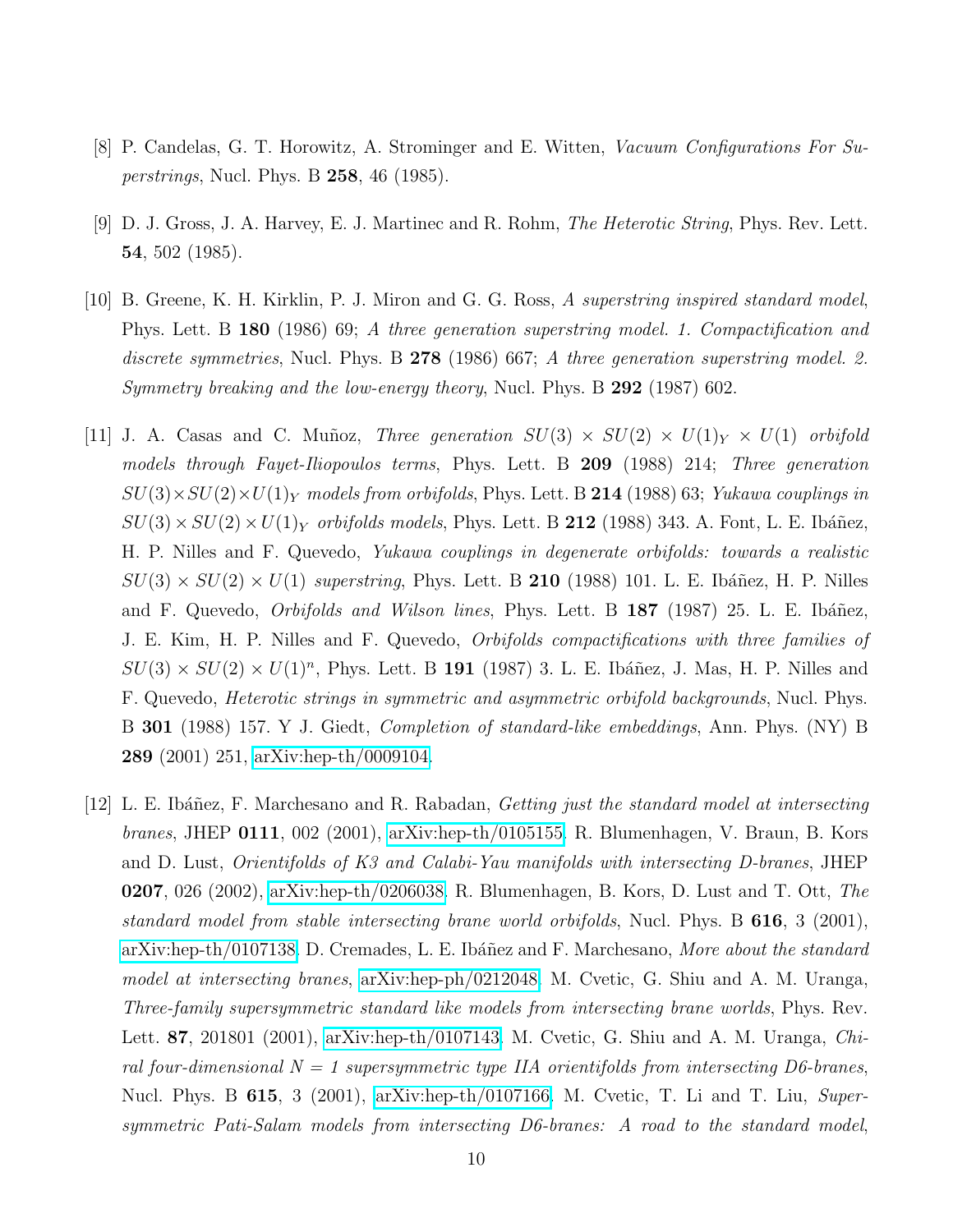[8] P. Candelas, G. T. Horowitz, A. Strominger and E. Witten, *Vacuum Configurations For Superstrings*, Nucl. Phys. B **258**, 46 (1985).

[9] D. J. Gross, J. A. Harvey, E. J. Martinec and R. Rohm, *The Heterotic String*, Phys. Rev. Lett. **54**, 502 (1985).

[10] B. Greene, K. H. Kirklin, P. J. Miron and G. G. Ross, *A superstring inspired standard model*, Phys. Lett. B **180** (1986) 69; *A three generation superstring model. 1. Compactification and discrete symmetries*, Nucl. Phys. B **278** (1986) 667; *A three generation superstring model. 2. Symmetry breaking and the low-energy theory*, Nucl. Phys. B **292** (1987) 602.

[11] J. A. Casas and C. Muñoz, *Three generation* $SU(3) \times SU(2) \times U(1)_Y \times U(1)$ *orbifold models through Fayet-Iliopoulos terms*, Phys. Lett. B **209** (1988) 214; *Three generation* $SU(3)\times SU(2)\times U(1)_Y$ *models from orbifolds*, Phys. Lett. B **214** (1988) 63; *Yukawa couplings in* $SU(3)\times SU(2)\times U(1)_Y$ *orbifolds models*, Phys. Lett. B **212** (1988) 343. A. Font, L. E. Ibáñez, H. P. Nilles and F. Quevedo, *Yukawa couplings in degenerate orbifolds: towards a realistic* $SU(3) \times SU(2) \times U(1)$ *superstring*, Phys. Lett. B **210** (1988) 101. L. E. Ibáñez, H. P. Nilles and F. Quevedo, *Orbifolds and Wilson lines*, Phys. Lett. B **187** (1987) 25. L. E. Ibáñez, J. E. Kim, H. P. Nilles and F. Quevedo, *Orbifolds compactifications with three families of* $SU(3) \times SU(2) \times U(1)^n$, Phys. Lett. B **191** (1987) 3. L. E. Ibáñez, J. Mas, H. P. Nilles and F. Quevedo, *Heterotic strings in symmetric and asymmetric orbifold backgrounds*, Nucl. Phys. B **301** (1988) 157. Y J. Giedt, *Completion of standard-like embeddings*, Ann. Phys. (NY) B **289** (2001) 251, arXiv:hep-th/0009104.

[12] L. E. Ibáñez, F. Marchesano and R. Rabadan, *Getting just the standard model at intersecting branes*, JHEP **0111**, 002 (2001), arXiv:hep-th/0105155. R. Blumenhagen, V. Braun, B. Kors and D. Lust, *Orientifolds of K3 and Calabi-Yau manifolds with intersecting D-branes*, JHEP **0207**, 026 (2002), arXiv:hep-th/0206038. R. Blumenhagen, B. Kors, D. Lust and T. Ott, *The standard model from stable intersecting brane world orbifolds*, Nucl. Phys. B **616**, 3 (2001), arXiv:hep-th/0107138. D. Cremades, L. E. Ibáñez and F. Marchesano, *More about the standard model at intersecting branes*, arXiv:hep-ph/0212048. M. Cvetic, G. Shiu and A. M. Uranga, *Three-family supersymmetric standard like models from intersecting brane worlds*, Phys. Rev. Lett. **87**, 201801 (2001), arXiv:hep-th/0107143. M. Cvetic, G. Shiu and A. M. Uranga, *Chiral four-dimensional N = 1 supersymmetric type IIA orientifolds from intersecting D6-branes*, Nucl. Phys. B **615**, 3 (2001), arXiv:hep-th/0107166. M. Cvetic, T. Li and T. Liu, *Supersymmetric Pati-Salam models from intersecting D6-branes: A road to the standard model*,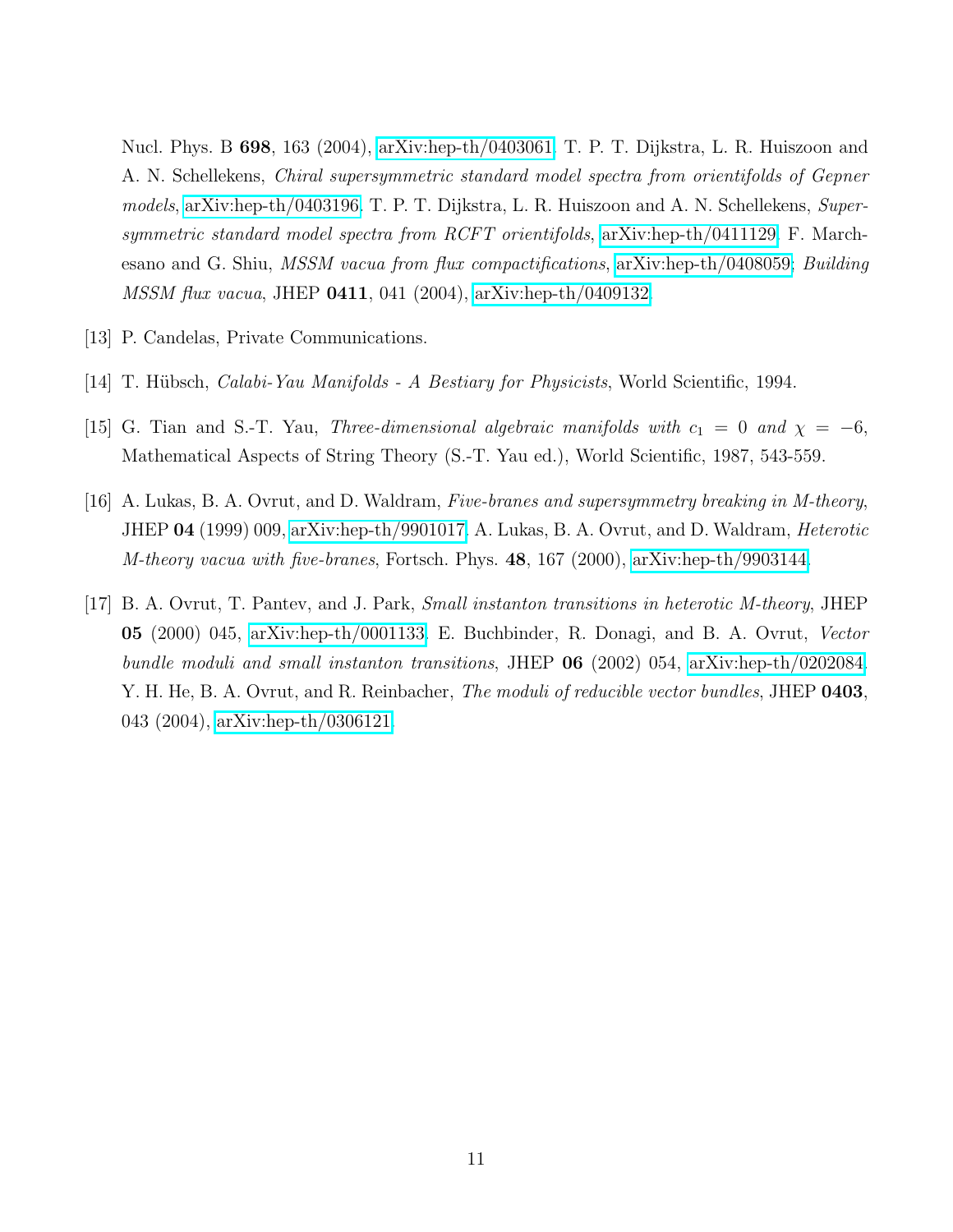Nucl. Phys. B **698**, 163 (2004), arXiv:hep-th/0403061. T. P. T. Dijkstra, L. R. Huiszoon and A. N. Schellekens, *Chiral supersymmetric standard model spectra from orientifolds of Gepner models*, arXiv:hep-th/0403196. T. P. T. Dijkstra, L. R. Huiszoon and A. N. Schellekens, *Supersymmetric standard model spectra from RCFT orientifolds*, arXiv:hep-th/0411129. F. Marchesano and G. Shiu, *MSSM vacua from flux compactifications*, arXiv:hep-th/0408059; *Building MSSM flux vacua*, JHEP **0411**, 041 (2004), arXiv:hep-th/0409132.

[13] P. Candelas, Private Communications.

[14] T. Hübsch, *Calabi-Yau Manifolds - A Bestiary for Physicists*, World Scientific, 1994.

[15] G. Tian and S.-T. Yau, *Three-dimensional algebraic manifolds with $c_1 = 0$ and $\chi = -6$*, Mathematical Aspects of String Theory (S.-T. Yau ed.), World Scientific, 1987, 543-559.

[16] A. Lukas, B. A. Ovrut, and D. Waldram, *Five-branes and supersymmetry breaking in M-theory*, JHEP **04** (1999) 009, arXiv:hep-th/9901017. A. Lukas, B. A. Ovrut, and D. Waldram, *Heterotic M-theory vacua with five-branes*, Fortsch. Phys. **48**, 167 (2000), arXiv:hep-th/9903144.

[17] B. A. Ovrut, T. Pantev, and J. Park, *Small instanton transitions in heterotic M-theory*, JHEP **05** (2000) 045, arXiv:hep-th/0001133. E. Buchbinder, R. Donagi, and B. A. Ovrut, *Vector bundle moduli and small instanton transitions*, JHEP **06** (2002) 054, arXiv:hep-th/0202084. Y. H. He, B. A. Ovrut, and R. Reinbacher, *The moduli of reducible vector bundles*, JHEP **0403**, 043 (2004), arXiv:hep-th/0306121.